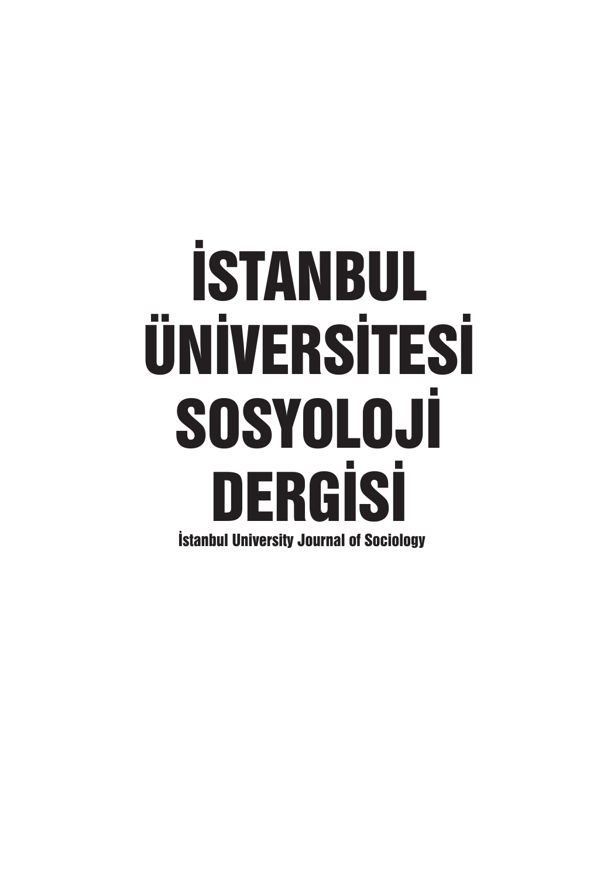# İSTANBUL ÜNİVERSİTESİ SOSYOLOJİ DERGİSİ

İstanbul University Journal of Sociology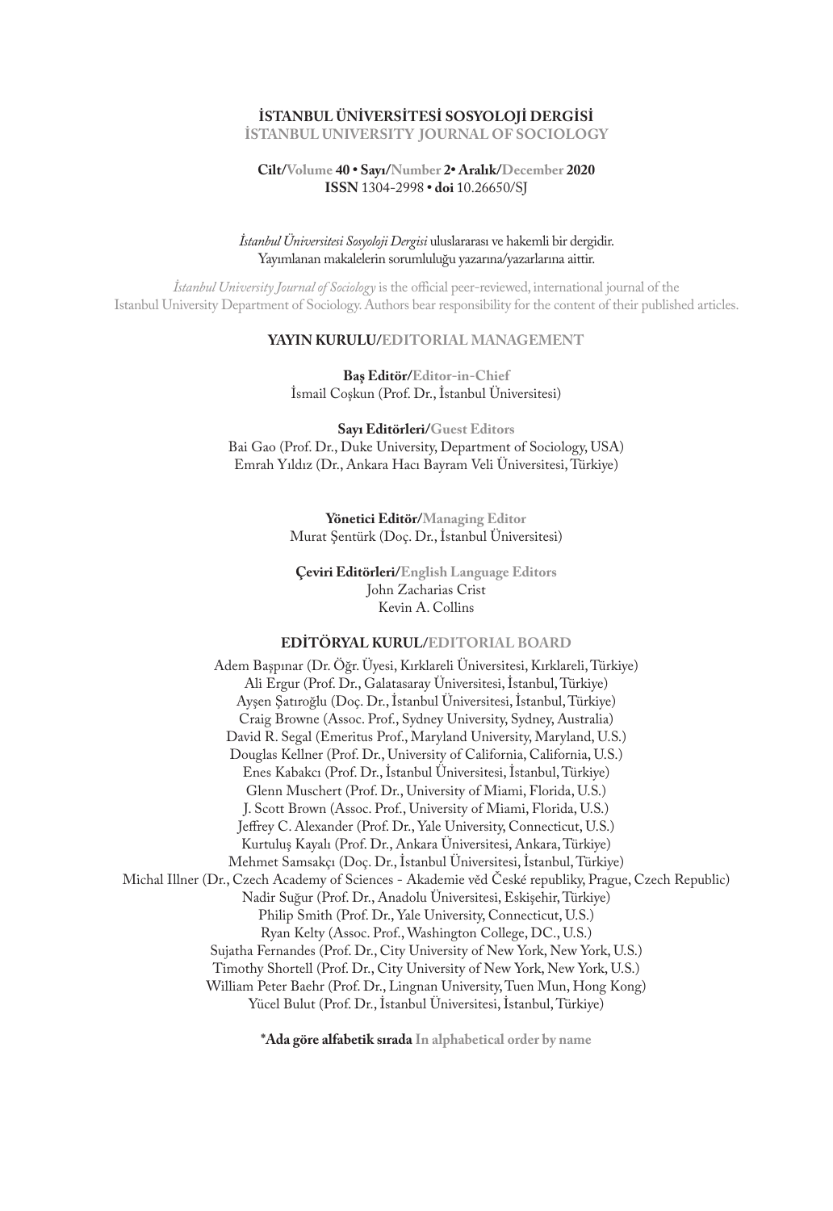# İSTANBUL ÜNİVERSİTESİ SOSYOLOJİ DERGİSİ

**İSTANBUL UNIVERSITY JOURNAL OF SOCIOLOGY**

**Cilt/Volume 40 • Sayı/Number 2• Aralık/December 2020**
**ISSN** 1304-2998 • **doi** 10.26650/SJ

*İstanbul Üniversitesi Sosyoloji Dergisi* uluslararası ve hakemli bir dergidir.
Yayımlanan makalelerin sorumluluğu yazarına/yazarlarına aittir.

*İstanbul University Journal of Sociology* is the official peer-reviewed, international journal of the Istanbul University Department of Sociology. Authors bear responsibility for the content of their published articles.

## YAYIN KURULU/EDITORIAL MANAGEMENT

**Baş Editör/Editor-in-Chief**
İsmail Coşkun (Prof. Dr., İstanbul Üniversitesi)

**Sayı Editörleri/Guest Editors**
Bai Gao (Prof. Dr., Duke University, Department of Sociology, USA)
Emrah Yıldız (Dr., Ankara Hacı Bayram Veli Üniversitesi, Türkiye)

**Yönetici Editör/Managing Editor**
Murat Şentürk (Doç. Dr., İstanbul Üniversitesi)

**Çeviri Editörleri/English Language Editors**
John Zacharias Crist
Kevin A. Collins

## EDİTÖRYAL KURUL/EDITORIAL BOARD

Adem Başpınar (Dr. Öğr. Üyesi, Kırklareli Üniversitesi, Kırklareli, Türkiye)
Ali Ergur (Prof. Dr., Galatasaray Üniversitesi, İstanbul, Türkiye)
Ayşen Şatıroğlu (Doç. Dr., İstanbul Üniversitesi, İstanbul, Türkiye)
Craig Browne (Assoc. Prof., Sydney University, Sydney, Australia)
David R. Segal (Emeritus Prof., Maryland University, Maryland, U.S.)
Douglas Kellner (Prof. Dr., University of California, California, U.S.)
Enes Kabakcı (Prof. Dr., İstanbul Üniversitesi, İstanbul, Türkiye)
Glenn Muschert (Prof. Dr., University of Miami, Florida, U.S.)
J. Scott Brown (Assoc. Prof., University of Miami, Florida, U.S.)
Jeffrey C. Alexander (Prof. Dr., Yale University, Connecticut, U.S.)
Kurtuluş Kayalı (Prof. Dr., Ankara Üniversitesi, Ankara, Türkiye)
Mehmet Samsakçı (Doç. Dr., İstanbul Üniversitesi, İstanbul, Türkiye)
Michal Illner (Dr., Czech Academy of Sciences - Akademie věd České republiky, Prague, Czech Republic)
Nadir Suğur (Prof. Dr., Anadolu Üniversitesi, Eskişehir, Türkiye)
Philip Smith (Prof. Dr., Yale University, Connecticut, U.S.)
Ryan Kelty (Assoc. Prof., Washington College, DC., U.S.)
Sujatha Fernandes (Prof. Dr., City University of New York, New York, U.S.)
Timothy Shortell (Prof. Dr., City University of New York, New York, U.S.)
William Peter Baehr (Prof. Dr., Lingnan University, Tuen Mun, Hong Kong)
Yücel Bulut (Prof. Dr., İstanbul Üniversitesi, İstanbul, Türkiye)

**\*Ada göre alfabetik sırada In alphabetical order by name**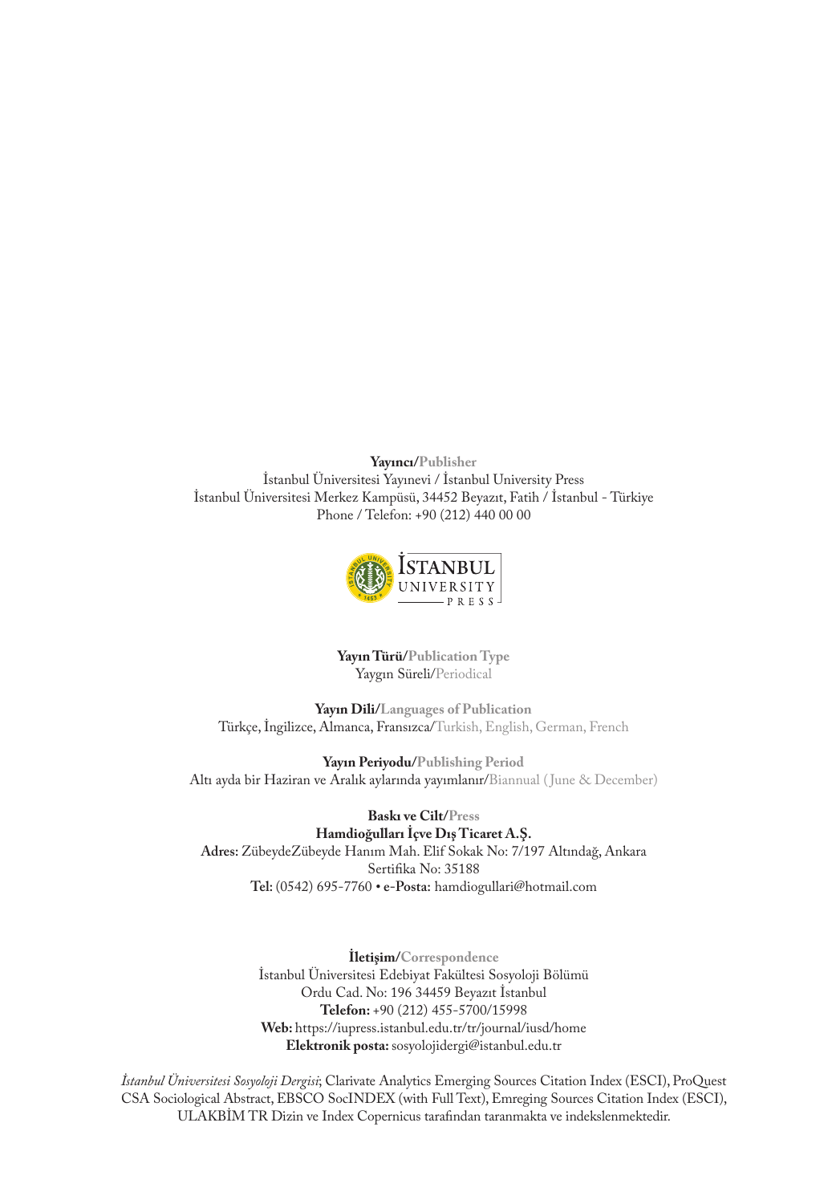**Yayıncı/Publisher**
İstanbul Üniversitesi Yayınevi / İstanbul University Press
İstanbul Üniversitesi Merkez Kampüsü, 34452 Beyazıt, Fatih / İstanbul - Türkiye
Phone / Telefon: +90 (212) 440 00 00

**Yayın Türü/Publication Type**
Yaygın Süreli/Periodical

**Yayın Dili/Languages of Publication**
Türkçe, İngilizce, Almanca, Fransızca/Turkish, English, German, French

**Yayın Periyodu/Publishing Period**
Altı ayda bir Haziran ve Aralık aylarında yayımlanır/Biannual (June & December)

**Baskı ve Cilt/Press**
**Hamdioğulları İçve Dış Ticaret A.Ş.**
**Adres:** ZübeydeZübeyde Hanım Mah. Elif Sokak No: 7/197 Altındağ, Ankara
Sertifika No: 35188
**Tel:** (0542) 695-7760 • **e-Posta:** hamdiogullari@hotmail.com

**İletişim/Correspondence**
İstanbul Üniversitesi Edebiyat Fakültesi Sosyoloji Bölümü
Ordu Cad. No: 196 34459 Beyazıt İstanbul
**Telefon:** +90 (212) 455-5700/15998
**Web:** https://iupress.istanbul.edu.tr/tr/journal/iusd/home
**Elektronik posta:** sosyolojidergi@istanbul.edu.tr

*İstanbul Üniversitesi Sosyoloji Dergisi*; Clarivate Analytics Emerging Sources Citation Index (ESCI), ProQuest CSA Sociological Abstract, EBSCO SocINDEX (with Full Text), Emreging Sources Citation Index (ESCI), ULAKBİM TR Dizin ve Index Copernicus tarafından taranmakta ve indekslenmektedir.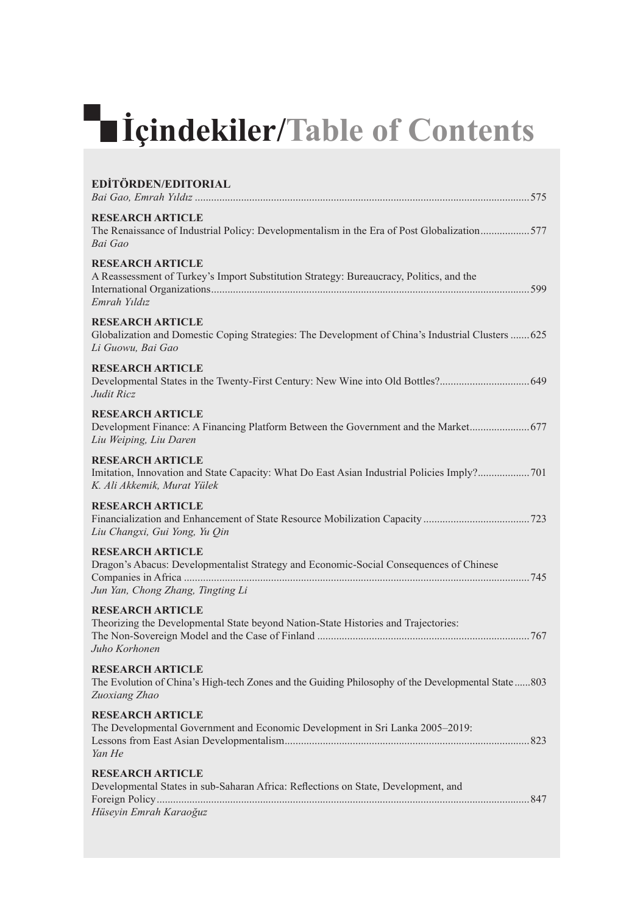# İçindekiler/Table of Contents

**EDİTÖRDEN/EDITORIAL**
*Bai Gao, Emrah Yıldız* ....................................................................................................................................575

**RESEARCH ARTICLE**
The Renaissance of Industrial Policy: Developmentalism in the Era of Post Globalization..................577
*Bai Gao*

**RESEARCH ARTICLE**
A Reassessment of Turkey's Import Substitution Strategy: Bureaucracy, Politics, and the International Organizations....................................................................................................................599
*Emrah Yıldız*

**RESEARCH ARTICLE**
Globalization and Domestic Coping Strategies: The Development of China's Industrial Clusters .......625
*Li Guowu, Bai Gao*

**RESEARCH ARTICLE**
Developmental States in the Twenty-First Century: New Wine into Old Bottles?.................................649
*Judit Ricz*

**RESEARCH ARTICLE**
Development Finance: A Financing Platform Between the Government and the Market......................677
*Liu Weiping, Liu Daren*

**RESEARCH ARTICLE**
Imitation, Innovation and State Capacity: What Do East Asian Industrial Policies Imply?...................701
*K. Ali Akkemik, Murat Yülek*

**RESEARCH ARTICLE**
Financialization and Enhancement of State Resource Mobilization Capacity .......................................723
*Liu Changxi, Gui Yong, Yu Qin*

**RESEARCH ARTICLE**
Dragon's Abacus: Developmentalist Strategy and Economic-Social Consequences of Chinese Companies in Africa ..............................................................................................................................745
*Jun Yan, Chong Zhang, Tingting Li*

**RESEARCH ARTICLE**
Theorizing the Developmental State beyond Nation-State Histories and Trajectories: The Non-Sovereign Model and the Case of Finland .............................................................................767
*Juho Korhonen*

**RESEARCH ARTICLE**
The Evolution of China's High-tech Zones and the Guiding Philosophy of the Developmental State......803
*Zuoxiang Zhao*

**RESEARCH ARTICLE**
The Developmental Government and Economic Development in Sri Lanka 2005–2019: Lessons from East Asian Developmentalism..........................................................................................823
*Yan He*

**RESEARCH ARTICLE**
Developmental States in sub-Saharan Africa: Reflections on State, Development, and Foreign Policy........................................................................................................................................847
*Hüseyin Emrah Karaoğuz*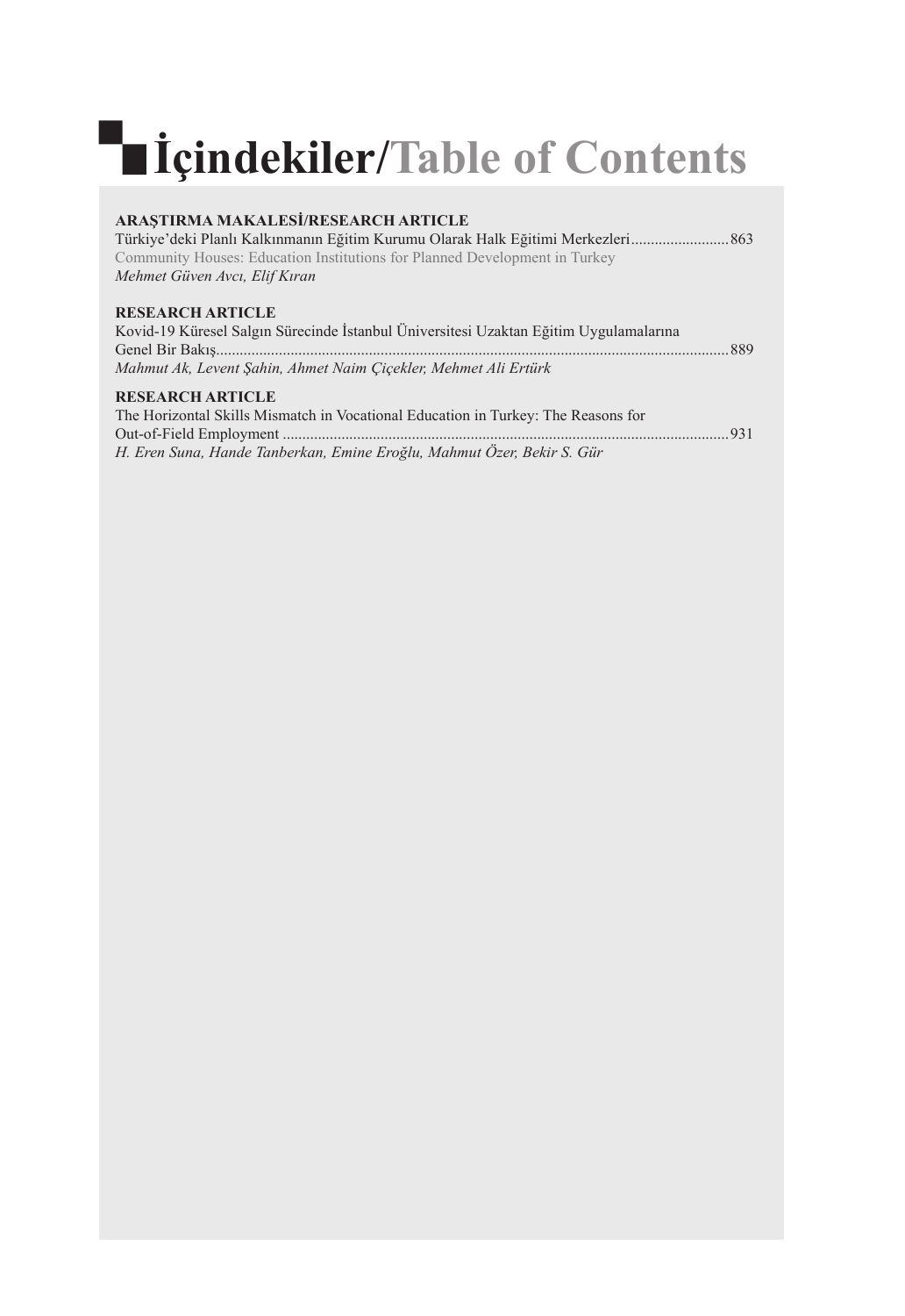# İçindekiler/Table of Contents

**ARAŞTIRMA MAKALESİ/RESEARCH ARTICLE**

Türkiye'deki Planlı Kalkınmanın Eğitim Kurumu Olarak Halk Eğitimi Merkezleri......................... 863

Community Houses: Education Institutions for Planned Development in Turkey

*Mehmet Güven Avcı, Elif Kıran*

**RESEARCH ARTICLE**

Kovid-19 Küresel Salgın Sürecinde İstanbul Üniversitesi Uzaktan Eğitim Uygulamalarına Genel Bir Bakış............................................................................................................................ 889

*Mahmut Ak, Levent Şahin, Ahmet Naim Çiçekler, Mehmet Ali Ertürk*

**RESEARCH ARTICLE**

The Horizontal Skills Mismatch in Vocational Education in Turkey: The Reasons for Out-of-Field Employment ................................................................................................................. 931

*H. Eren Suna, Hande Tanberkan, Emine Eroğlu, Mahmut Özer, Bekir S. Gür*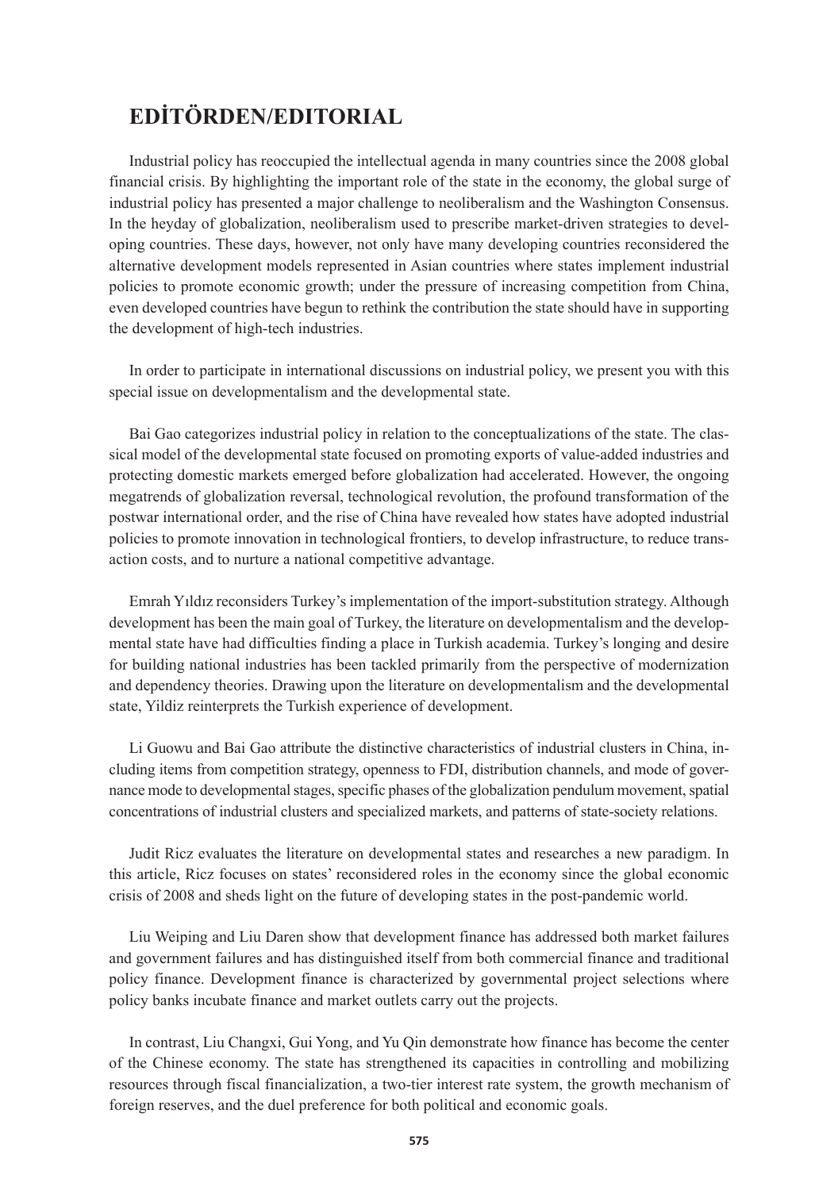# EDİTÖRDEN/EDITORIAL

Industrial policy has reoccupied the intellectual agenda in many countries since the 2008 global financial crisis. By highlighting the important role of the state in the economy, the global surge of industrial policy has presented a major challenge to neoliberalism and the Washington Consensus. In the heyday of globalization, neoliberalism used to prescribe market-driven strategies to developing countries. These days, however, not only have many developing countries reconsidered the alternative development models represented in Asian countries where states implement industrial policies to promote economic growth; under the pressure of increasing competition from China, even developed countries have begun to rethink the contribution the state should have in supporting the development of high-tech industries.

In order to participate in international discussions on industrial policy, we present you with this special issue on developmentalism and the developmental state.

Bai Gao categorizes industrial policy in relation to the conceptualizations of the state. The classical model of the developmental state focused on promoting exports of value-added industries and protecting domestic markets emerged before globalization had accelerated. However, the ongoing megatrends of globalization reversal, technological revolution, the profound transformation of the postwar international order, and the rise of China have revealed how states have adopted industrial policies to promote innovation in technological frontiers, to develop infrastructure, to reduce transaction costs, and to nurture a national competitive advantage.

Emrah Yıldız reconsiders Turkey's implementation of the import-substitution strategy. Although development has been the main goal of Turkey, the literature on developmentalism and the developmental state have had difficulties finding a place in Turkish academia. Turkey's longing and desire for building national industries has been tackled primarily from the perspective of modernization and dependency theories. Drawing upon the literature on developmentalism and the developmental state, Yildiz reinterprets the Turkish experience of development.

Li Guowu and Bai Gao attribute the distinctive characteristics of industrial clusters in China, including items from competition strategy, openness to FDI, distribution channels, and mode of governance mode to developmental stages, specific phases of the globalization pendulum movement, spatial concentrations of industrial clusters and specialized markets, and patterns of state-society relations.

Judit Ricz evaluates the literature on developmental states and researches a new paradigm. In this article, Ricz focuses on states' reconsidered roles in the economy since the global economic crisis of 2008 and sheds light on the future of developing states in the post-pandemic world.

Liu Weiping and Liu Daren show that development finance has addressed both market failures and government failures and has distinguished itself from both commercial finance and traditional policy finance. Development finance is characterized by governmental project selections where policy banks incubate finance and market outlets carry out the projects.

In contrast, Liu Changxi, Gui Yong, and Yu Qin demonstrate how finance has become the center of the Chinese economy. The state has strengthened its capacities in controlling and mobilizing resources through fiscal financialization, a two-tier interest rate system, the growth mechanism of foreign reserves, and the duel preference for both political and economic goals.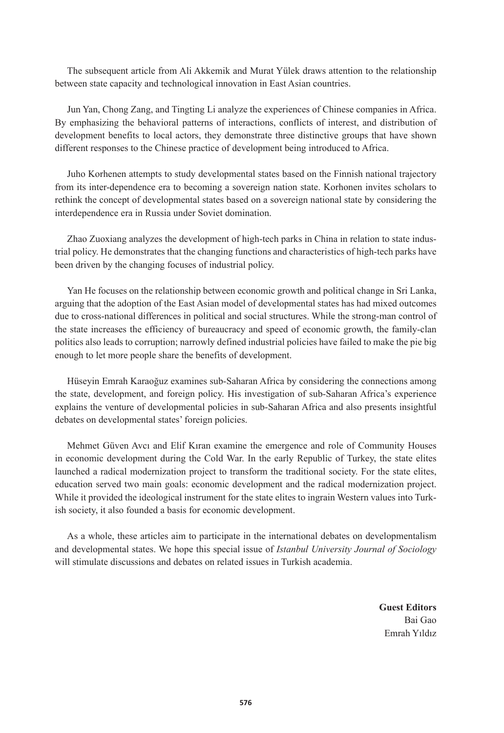The subsequent article from Ali Akkemik and Murat Yülek draws attention to the relationship between state capacity and technological innovation in East Asian countries.

Jun Yan, Chong Zang, and Tingting Li analyze the experiences of Chinese companies in Africa. By emphasizing the behavioral patterns of interactions, conflicts of interest, and distribution of development benefits to local actors, they demonstrate three distinctive groups that have shown different responses to the Chinese practice of development being introduced to Africa.

Juho Korhenen attempts to study developmental states based on the Finnish national trajectory from its inter-dependence era to becoming a sovereign nation state. Korhonen invites scholars to rethink the concept of developmental states based on a sovereign national state by considering the interdependence era in Russia under Soviet domination.

Zhao Zuoxiang analyzes the development of high-tech parks in China in relation to state industrial policy. He demonstrates that the changing functions and characteristics of high-tech parks have been driven by the changing focuses of industrial policy.

Yan He focuses on the relationship between economic growth and political change in Sri Lanka, arguing that the adoption of the East Asian model of developmental states has had mixed outcomes due to cross-national differences in political and social structures. While the strong-man control of the state increases the efficiency of bureaucracy and speed of economic growth, the family-clan politics also leads to corruption; narrowly defined industrial policies have failed to make the pie big enough to let more people share the benefits of development.

Hüseyin Emrah Karaoğuz examines sub-Saharan Africa by considering the connections among the state, development, and foreign policy. His investigation of sub-Saharan Africa's experience explains the venture of developmental policies in sub-Saharan Africa and also presents insightful debates on developmental states' foreign policies.

Mehmet Güven Avcı and Elif Kıran examine the emergence and role of Community Houses in economic development during the Cold War. In the early Republic of Turkey, the state elites launched a radical modernization project to transform the traditional society. For the state elites, education served two main goals: economic development and the radical modernization project. While it provided the ideological instrument for the state elites to ingrain Western values into Turkish society, it also founded a basis for economic development.

As a whole, these articles aim to participate in the international debates on developmentalism and developmental states. We hope this special issue of *Istanbul University Journal of Sociology* will stimulate discussions and debates on related issues in Turkish academia.

**Guest Editors**
Bai Gao
Emrah Yıldız